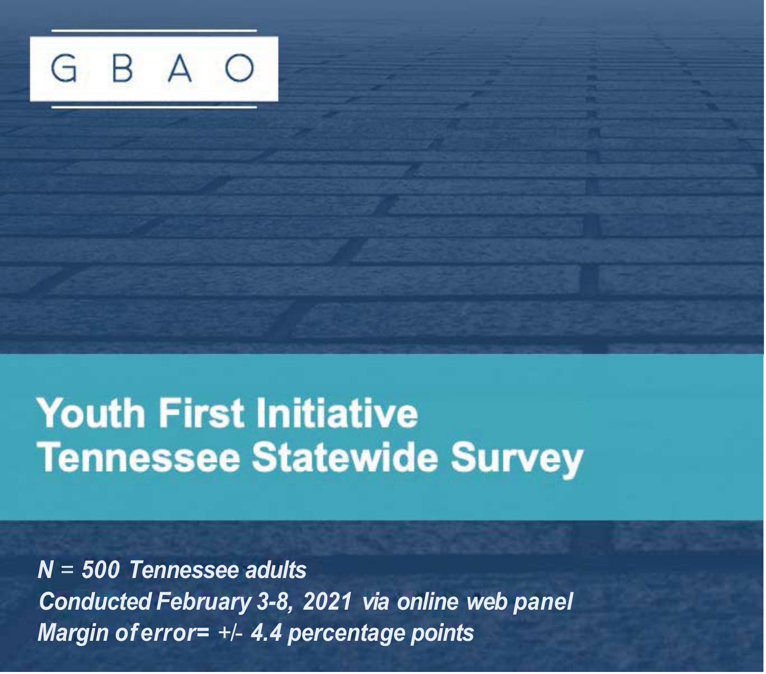GBAO

# Youth First Initiative
# Tennessee Statewide Survey

*N = 500 Tennessee adults*
*Conducted February 3-8, 2021 via online web panel*
*Margin of error= +/- 4.4 percentage points*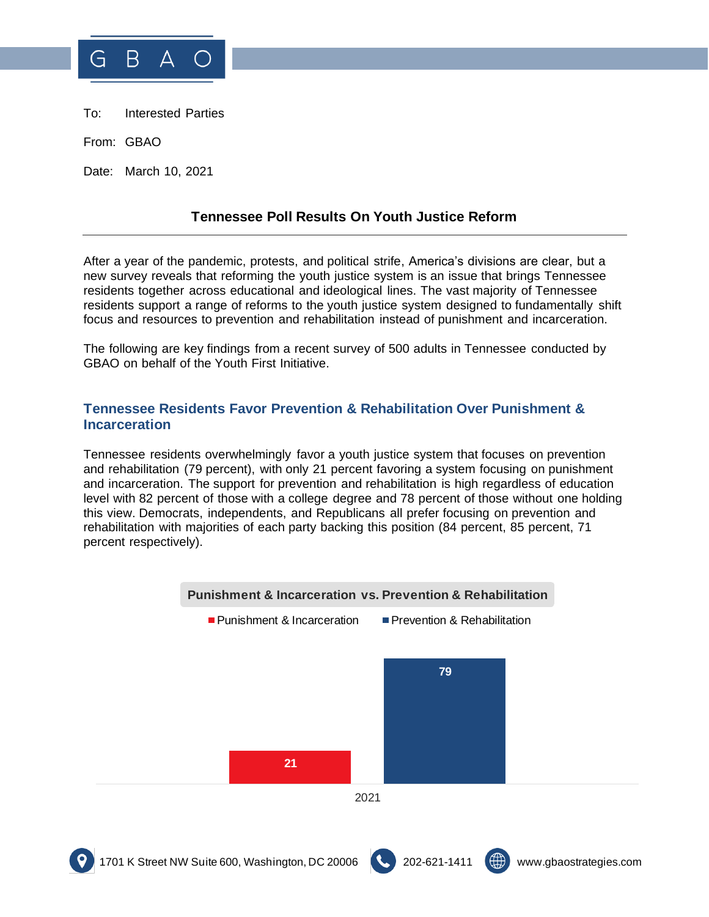To: Interested Parties

From: GBAO

Date: March 10, 2021

## Tennessee Poll Results On Youth Justice Reform

After a year of the pandemic, protests, and political strife, America's divisions are clear, but a new survey reveals that reforming the youth justice system is an issue that brings Tennessee residents together across educational and ideological lines. The vast majority of Tennessee residents support a range of reforms to the youth justice system designed to fundamentally shift focus and resources to prevention and rehabilitation instead of punishment and incarceration.

The following are key findings from a recent survey of 500 adults in Tennessee conducted by GBAO on behalf of the Youth First Initiative.

### Tennessee Residents Favor Prevention & Rehabilitation Over Punishment & Incarceration

Tennessee residents overwhelmingly favor a youth justice system that focuses on prevention and rehabilitation (79 percent), with only 21 percent favoring a system focusing on punishment and incarceration. The support for prevention and rehabilitation is high regardless of education level with 82 percent of those with a college degree and 78 percent of those without one holding this view. Democrats, independents, and Republicans all prefer focusing on prevention and rehabilitation with majorities of each party backing this position (84 percent, 85 percent, 71 percent respectively).

**Punishment & Incarceration vs. Prevention & Rehabilitation**

| | Punishment & Incarceration | Prevention & Rehabilitation |
|---|---|---|
| 2021 | 21 | 79 |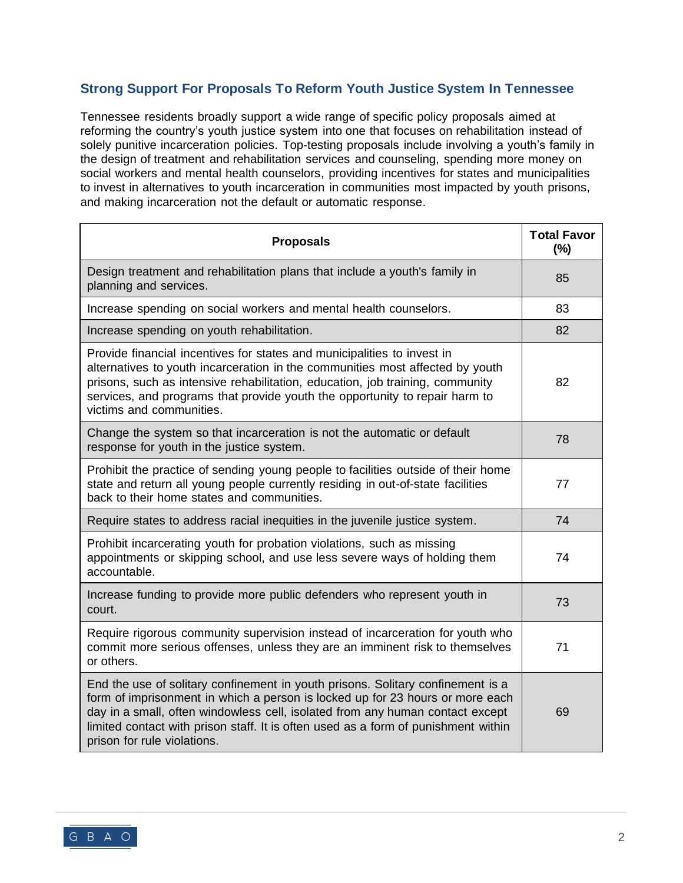## Strong Support For Proposals To Reform Youth Justice System In Tennessee

Tennessee residents broadly support a wide range of specific policy proposals aimed at reforming the country's youth justice system into one that focuses on rehabilitation instead of solely punitive incarceration policies. Top-testing proposals include involving a youth's family in the design of treatment and rehabilitation services and counseling, spending more money on social workers and mental health counselors, providing incentives for states and municipalities to invest in alternatives to youth incarceration in communities most impacted by youth prisons, and making incarceration not the default or automatic response.

| Proposals | Total Favor (%) |
|---|---|
| Design treatment and rehabilitation plans that include a youth's family in planning and services. | 85 |
| Increase spending on social workers and mental health counselors. | 83 |
| Increase spending on youth rehabilitation. | 82 |
| Provide financial incentives for states and municipalities to invest in alternatives to youth incarceration in the communities most affected by youth prisons, such as intensive rehabilitation, education, job training, community services, and programs that provide youth the opportunity to repair harm to victims and communities. | 82 |
| Change the system so that incarceration is not the automatic or default response for youth in the justice system. | 78 |
| Prohibit the practice of sending young people to facilities outside of their home state and return all young people currently residing in out-of-state facilities back to their home states and communities. | 77 |
| Require states to address racial inequities in the juvenile justice system. | 74 |
| Prohibit incarcerating youth for probation violations, such as missing appointments or skipping school, and use less severe ways of holding them accountable. | 74 |
| Increase funding to provide more public defenders who represent youth in court. | 73 |
| Require rigorous community supervision instead of incarceration for youth who commit more serious offenses, unless they are an imminent risk to themselves or others. | 71 |
| End the use of solitary confinement in youth prisons. Solitary confinement is a form of imprisonment in which a person is locked up for 23 hours or more each day in a small, often windowless cell, isolated from any human contact except limited contact with prison staff. It is often used as a form of punishment within prison for rule violations. | 69 |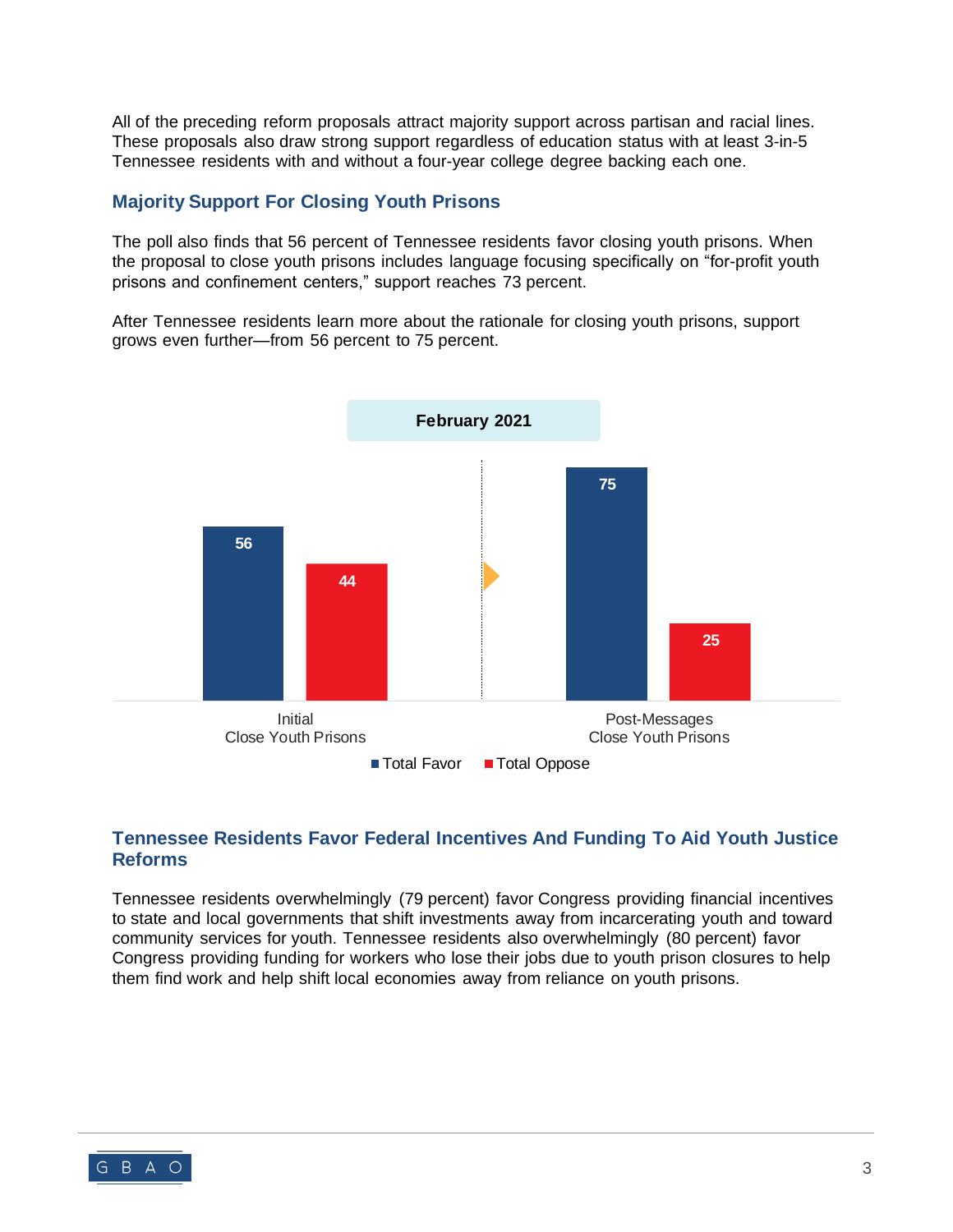All of the preceding reform proposals attract majority support across partisan and racial lines. These proposals also draw strong support regardless of education status with at least 3-in-5 Tennessee residents with and without a four-year college degree backing each one.

## Majority Support For Closing Youth Prisons

The poll also finds that 56 percent of Tennessee residents favor closing youth prisons. When the proposal to close youth prisons includes language focusing specifically on "for-profit youth prisons and confinement centers," support reaches 73 percent.

After Tennessee residents learn more about the rationale for closing youth prisons, support grows even further—from 56 percent to 75 percent.

**February 2021**

| | Total Favor | Total Oppose |
|---|---|---|
| Initial Close Youth Prisons | 56 | 44 |
| Post-Messages Close Youth Prisons | 75 | 25 |

## Tennessee Residents Favor Federal Incentives And Funding To Aid Youth Justice Reforms

Tennessee residents overwhelmingly (79 percent) favor Congress providing financial incentives to state and local governments that shift investments away from incarcerating youth and toward community services for youth. Tennessee residents also overwhelmingly (80 percent) favor Congress providing funding for workers who lose their jobs due to youth prison closures to help them find work and help shift local economies away from reliance on youth prisons.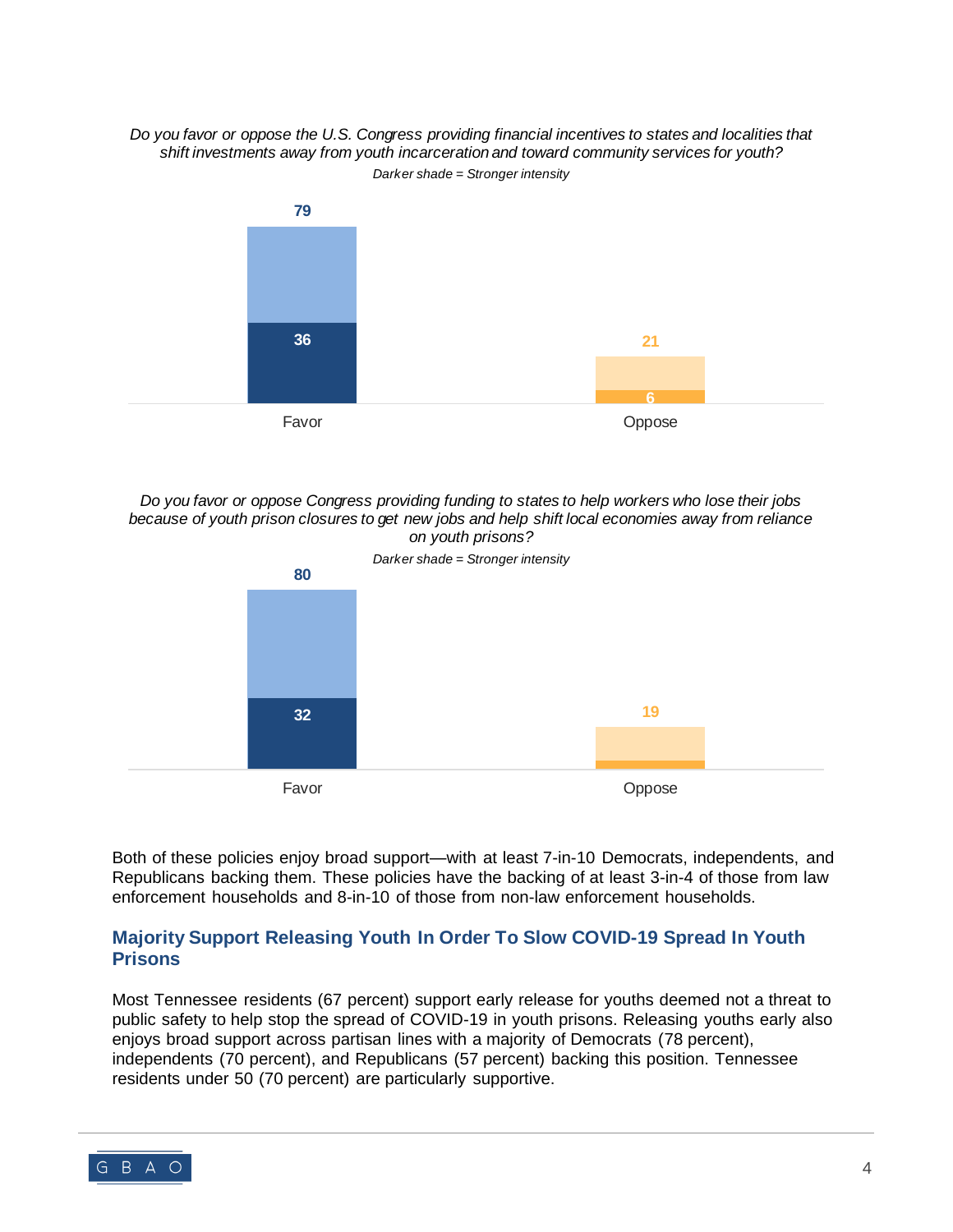*Do you favor or oppose the U.S. Congress providing financial incentives to states and localities that shift investments away from youth incarceration and toward community services for youth?*

*Darker shade = Stronger intensity*

| | Total | Stronger intensity |
|---|---|---|
| Favor | 79 | 36 |
| Oppose | 21 | 6 |

*Do you favor or oppose Congress providing funding to states to help workers who lose their jobs because of youth prison closures to get new jobs and help shift local economies away from reliance on youth prisons?*

*Darker shade = Stronger intensity*

| | Total | Stronger intensity |
|---|---|---|
| Favor | 80 | 32 |
| Oppose | 19 | |

Both of these policies enjoy broad support—with at least 7-in-10 Democrats, independents, and Republicans backing them. These policies have the backing of at least 3-in-4 of those from law enforcement households and 8-in-10 of those from non-law enforcement households.

## Majority Support Releasing Youth In Order To Slow COVID-19 Spread In Youth Prisons

Most Tennessee residents (67 percent) support early release for youths deemed not a threat to public safety to help stop the spread of COVID-19 in youth prisons. Releasing youths early also enjoys broad support across partisan lines with a majority of Democrats (78 percent), independents (70 percent), and Republicans (57 percent) backing this position. Tennessee residents under 50 (70 percent) are particularly supportive.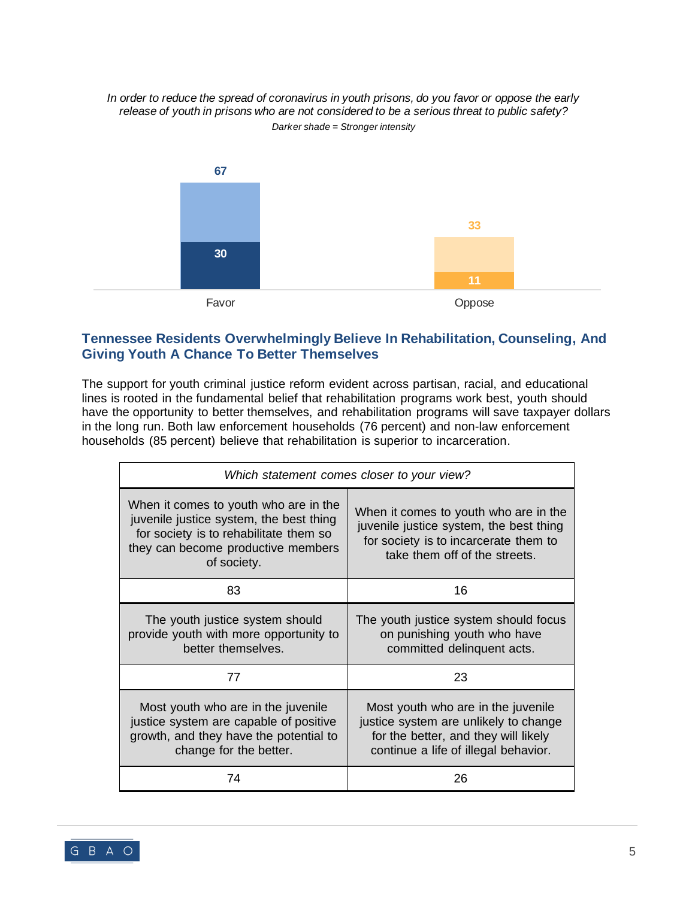*In order to reduce the spread of coronavirus in youth prisons, do you favor or oppose the early release of youth in prisons who are not considered to be a serious threat to public safety?*

*Darker shade = Stronger intensity*

| | Total | Stronger intensity |
|---|---|---|
| Favor | 67 | 30 |
| Oppose | 33 | 11 |

## Tennessee Residents Overwhelmingly Believe In Rehabilitation, Counseling, And Giving Youth A Chance To Better Themselves

The support for youth criminal justice reform evident across partisan, racial, and educational lines is rooted in the fundamental belief that rehabilitation programs work best, youth should have the opportunity to better themselves, and rehabilitation programs will save taxpayer dollars in the long run. Both law enforcement households (76 percent) and non-law enforcement households (85 percent) believe that rehabilitation is superior to incarceration.

| *Which statement comes closer to your view?* | |
|---|---|
| When it comes to youth who are in the juvenile justice system, the best thing for society is to rehabilitate them so they can become productive members of society. | When it comes to youth who are in the juvenile justice system, the best thing for society is to incarcerate them to take them off of the streets. |
| 83 | 16 |
| The youth justice system should provide youth with more opportunity to better themselves. | The youth justice system should focus on punishing youth who have committed delinquent acts. |
| 77 | 23 |
| Most youth who are in the juvenile justice system are capable of positive growth, and they have the potential to change for the better. | Most youth who are in the juvenile justice system are unlikely to change for the better, and they will likely continue a life of illegal behavior. |
| 74 | 26 |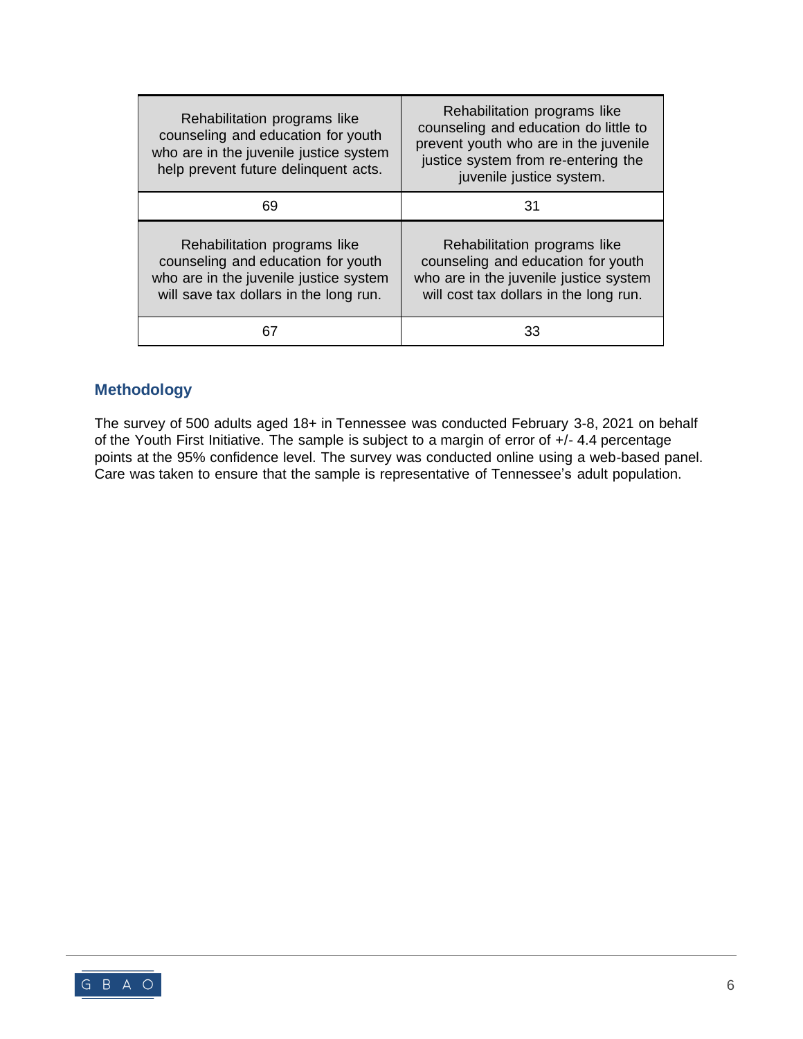| | |
|---|---|
| Rehabilitation programs like counseling and education for youth who are in the juvenile justice system help prevent future delinquent acts. | Rehabilitation programs like counseling and education do little to prevent youth who are in the juvenile justice system from re-entering the juvenile justice system. |
| 69 | 31 |
| Rehabilitation programs like counseling and education for youth who are in the juvenile justice system will save tax dollars in the long run. | Rehabilitation programs like counseling and education for youth who are in the juvenile justice system will cost tax dollars in the long run. |
| 67 | 33 |

## Methodology

The survey of 500 adults aged 18+ in Tennessee was conducted February 3-8, 2021 on behalf of the Youth First Initiative. The sample is subject to a margin of error of +/- 4.4 percentage points at the 95% confidence level. The survey was conducted online using a web-based panel. Care was taken to ensure that the sample is representative of Tennessee's adult population.